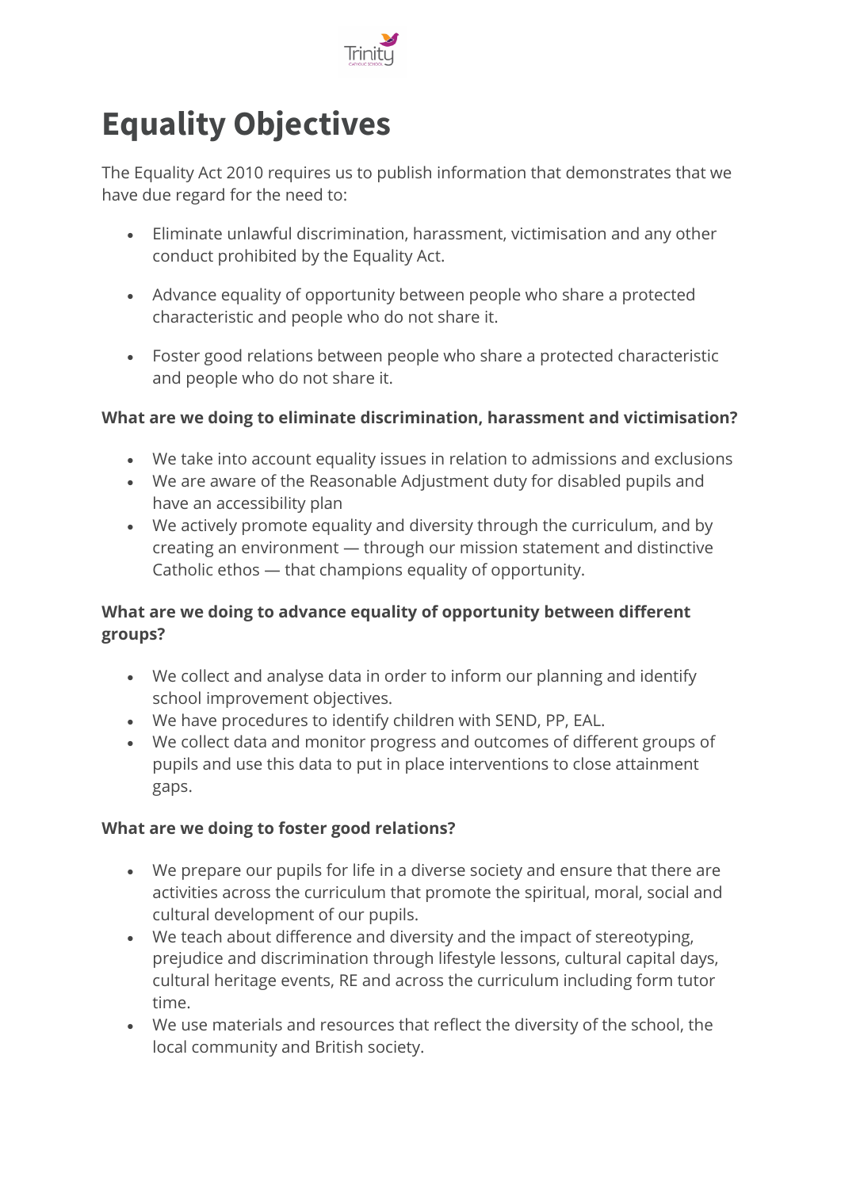# Equality Objectives

The Equality Act 2010 requires us to publish information that demonstrates that we have due regard for the need to:

- Eliminate unlawful discrimination, harassment, victimisation and any other conduct prohibited by the Equality Act.
- Advance equality of opportunity between people who share a protected characteristic and people who do not share it.
- Foster good relations between people who share a protected characteristic and people who do not share it.

**What are we doing to eliminate discrimination, harassment and victimisation?**

- We take into account equality issues in relation to admissions and exclusions
- We are aware of the Reasonable Adjustment duty for disabled pupils and have an accessibility plan
- We actively promote equality and diversity through the curriculum, and by creating an environment — through our mission statement and distinctive Catholic ethos — that champions equality of opportunity.

**What are we doing to advance equality of opportunity between different groups?**

- We collect and analyse data in order to inform our planning and identify school improvement objectives.
- We have procedures to identify children with SEND, PP, EAL.
- We collect data and monitor progress and outcomes of different groups of pupils and use this data to put in place interventions to close attainment gaps.

**What are we doing to foster good relations?**

- We prepare our pupils for life in a diverse society and ensure that there are activities across the curriculum that promote the spiritual, moral, social and cultural development of our pupils.
- We teach about difference and diversity and the impact of stereotyping, prejudice and discrimination through lifestyle lessons, cultural capital days, cultural heritage events, RE and across the curriculum including form tutor time.
- We use materials and resources that reflect the diversity of the school, the local community and British society.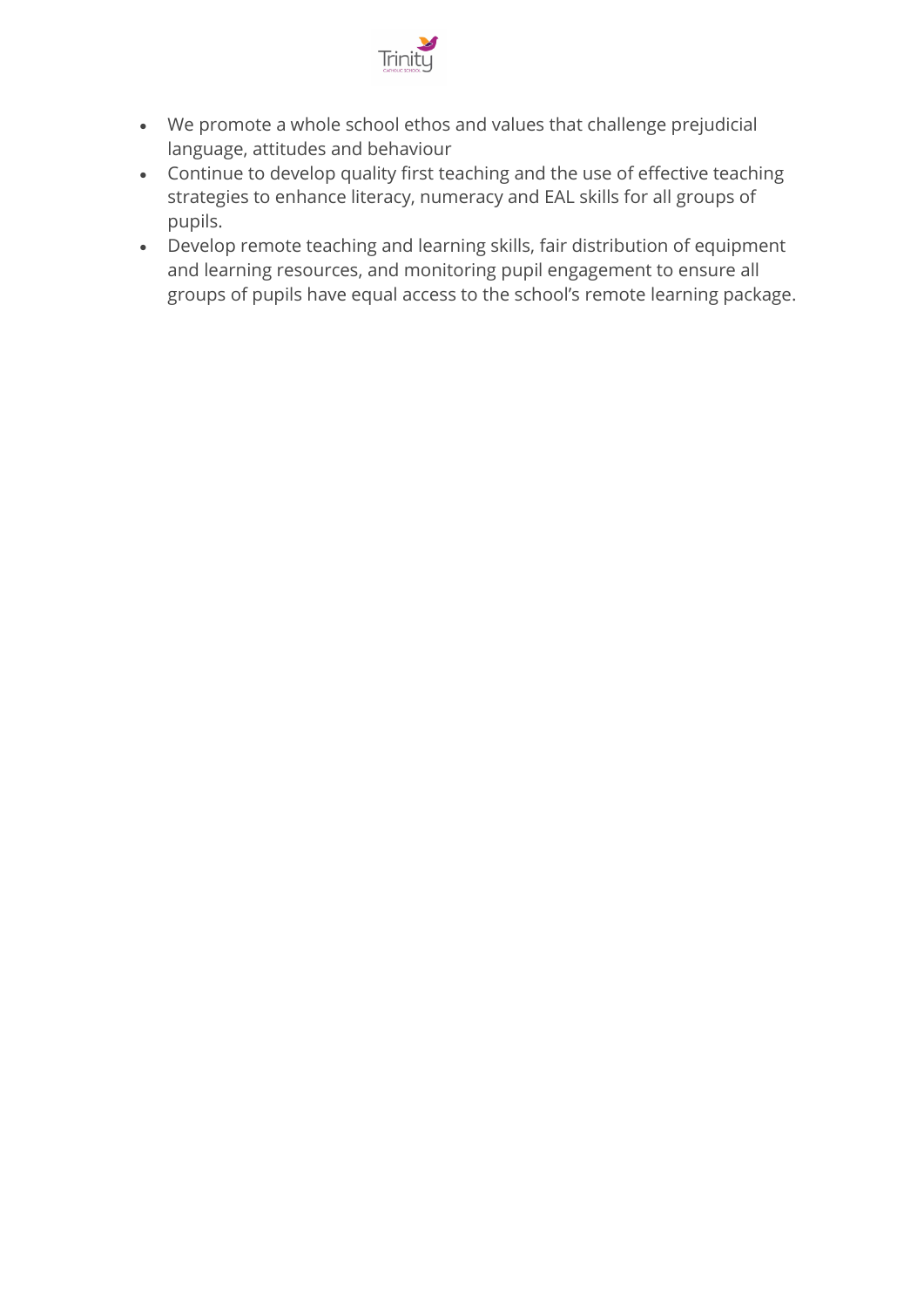- We promote a whole school ethos and values that challenge prejudicial language, attitudes and behaviour
- Continue to develop quality first teaching and the use of effective teaching strategies to enhance literacy, numeracy and EAL skills for all groups of pupils.
- Develop remote teaching and learning skills, fair distribution of equipment and learning resources, and monitoring pupil engagement to ensure all groups of pupils have equal access to the school's remote learning package.